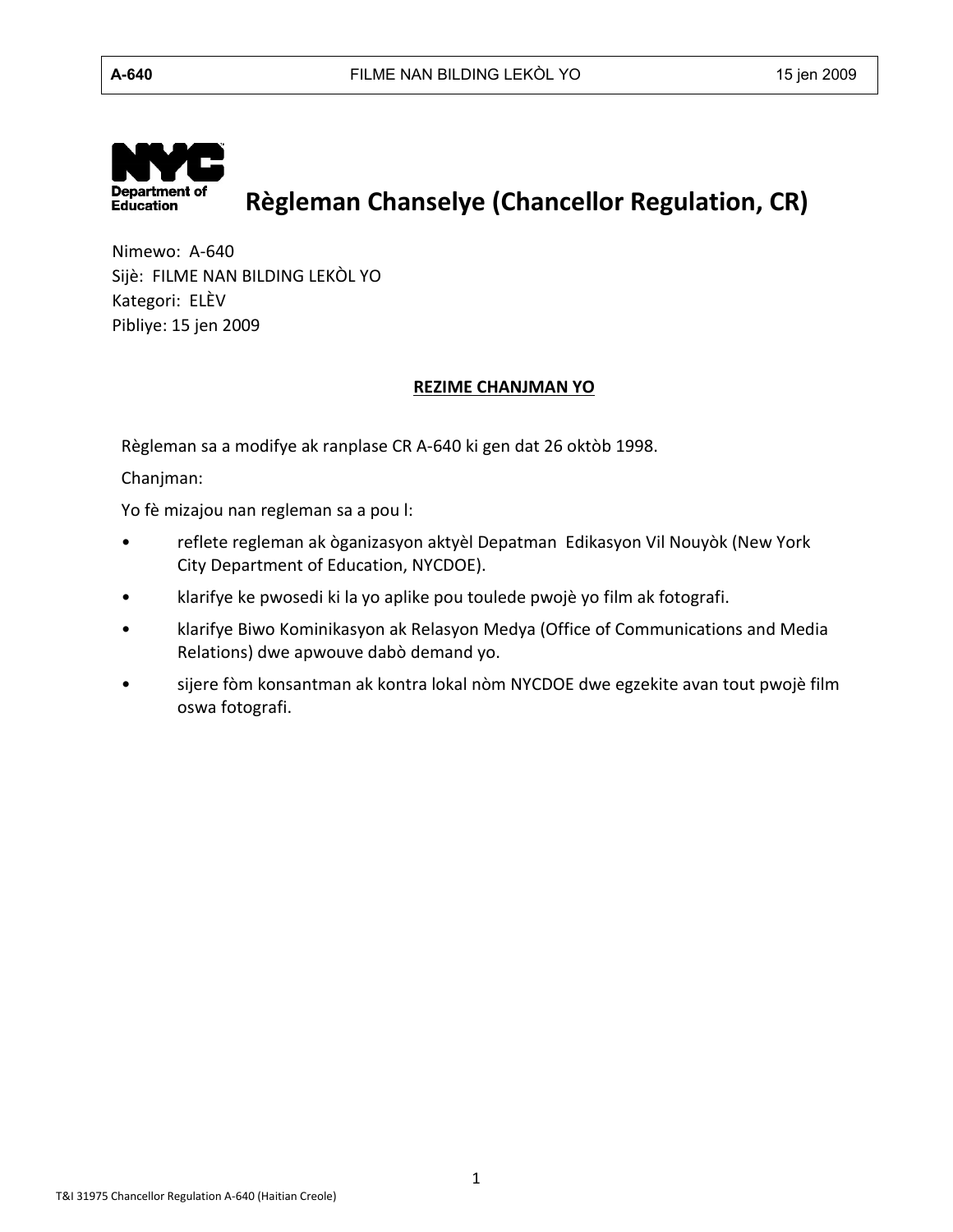# Règleman Chanselye (Chancellor Regulation, CR)

Nimewo: A-640
Sijè: FILME NAN BILDING LEKÒL YO
Kategori: ELÈV
Pibliye: 15 jen 2009

## REZIME CHANJMAN YO

Règleman sa a modifye ak ranplase CR A-640 ki gen dat 26 oktòb 1998.

Chanjman:

Yo fè mizajou nan regleman sa a pou l:

- reflete regleman ak òganizasyon aktyèl Depatman Edikasyon Vil Nouyòk (New York City Department of Education, NYCDOE).
- klarifye ke pwosedi ki la yo aplike pou toulede pwojè yo film ak fotografi.
- klarifye Biwo Kominikasyon ak Relasyon Medya (Office of Communications and Media Relations) dwe apwouve dabò demand yo.
- sijere fòm konsantman ak kontra lokal nòm NYCDOE dwe egzekite avan tout pwojè film oswa fotografi.

T&I 31975 Chancellor Regulation A-640 (Haitian Creole)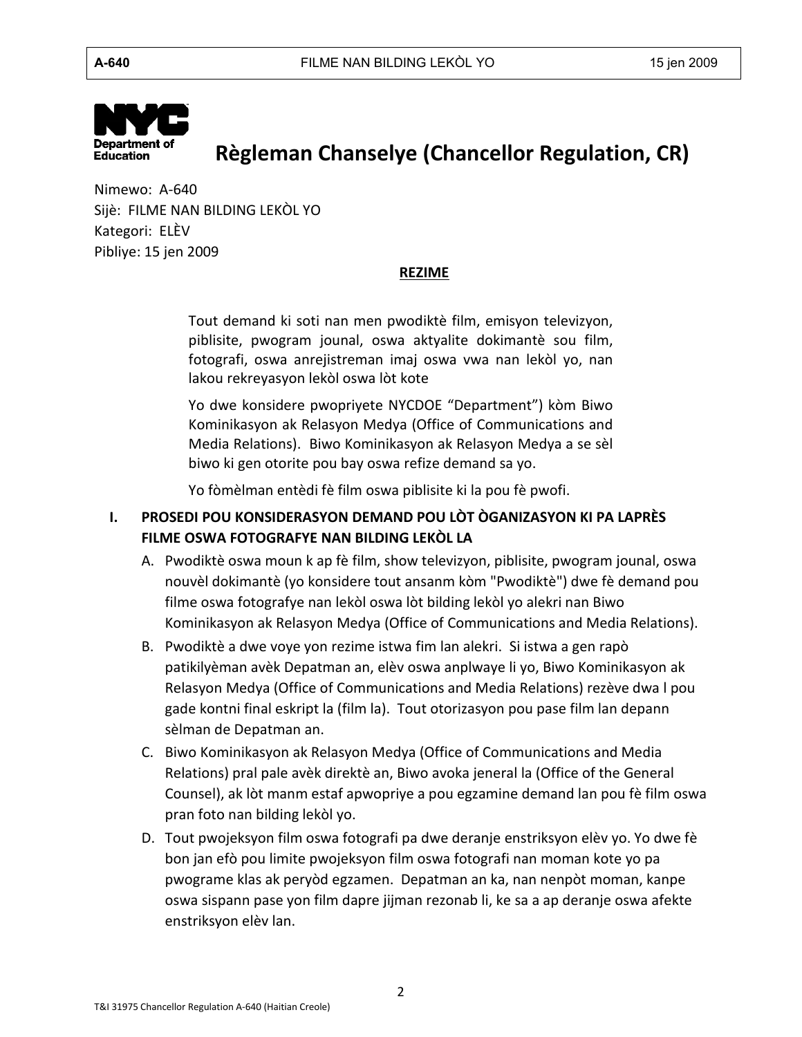# Règleman Chanselye (Chancellor Regulation, CR)

Nimewo: A-640
Sijè: FILME NAN BILDING LEKÒL YO
Kategori: ELÈV
Pibliye: 15 jen 2009

**REZIME**

> Tout demand ki soti nan men pwodiktè film, emisyon televizyon, piblisite, pwogram jounal, oswa aktyalite dokimantè sou film, fotografi, oswa anrejistreman imaj oswa vwa nan lekòl yo, nan lakou rekreyasyon lekòl oswa lòt kote
>
> Yo dwe konsidere pwopriyete NYCDOE "Department") kòm Biwo Kominikasyon ak Relasyon Medya (Office of Communications and Media Relations). Biwo Kominikasyon ak Relasyon Medya a se sèl biwo ki gen otorite pou bay oswa refize demand sa yo.
>
> Yo fòmèlman entèdi fè film oswa piblisite ki la pou fè pwofi.

## I. PROSEDI POU KONSIDERASYON DEMAND POU LÒT ÒGANIZASYON KI PA LAPRÈS FILME OSWA FOTOGRAFYE NAN BILDING LEKÒL LA

A. Pwodiktè oswa moun k ap fè film, show televizyon, piblisite, pwogram jounal, oswa nouvèl dokimantè (yo konsidere tout ansanm kòm "Pwodiktè") dwe fè demand pou filme oswa fotografye nan lekòl oswa lòt bilding lekòl yo alekri nan Biwo Kominikasyon ak Relasyon Medya (Office of Communications and Media Relations).

B. Pwodiktè a dwe voye yon rezime istwa fim lan alekri. Si istwa a gen rapò patikilyèman avèk Depatman an, elèv oswa anplwaye li yo, Biwo Kominikasyon ak Relasyon Medya (Office of Communications and Media Relations) rezève dwa l pou gade kontni final eskript la (film la). Tout otorizasyon pou pase film lan depann sèlman de Depatman an.

C. Biwo Kominikasyon ak Relasyon Medya (Office of Communications and Media Relations) pral pale avèk direktè an, Biwo avoka jeneral la (Office of the General Counsel), ak lòt manm estaf apwopriye a pou egzamine demand lan pou fè film oswa pran foto nan bilding lekòl yo.

D. Tout pwojeksyon film oswa fotografi pa dwe deranje enstriksyon elèv yo. Yo dwe fè bon jan efò pou limite pwojeksyon film oswa fotografi nan moman kote yo pa pwograme klas ak peryòd egzamen. Depatman an ka, nan nenpòt moman, kanpe oswa sispann pase yon film dapre jijman rezonab li, ke sa a ap deranje oswa afekte enstriksyon elèv lan.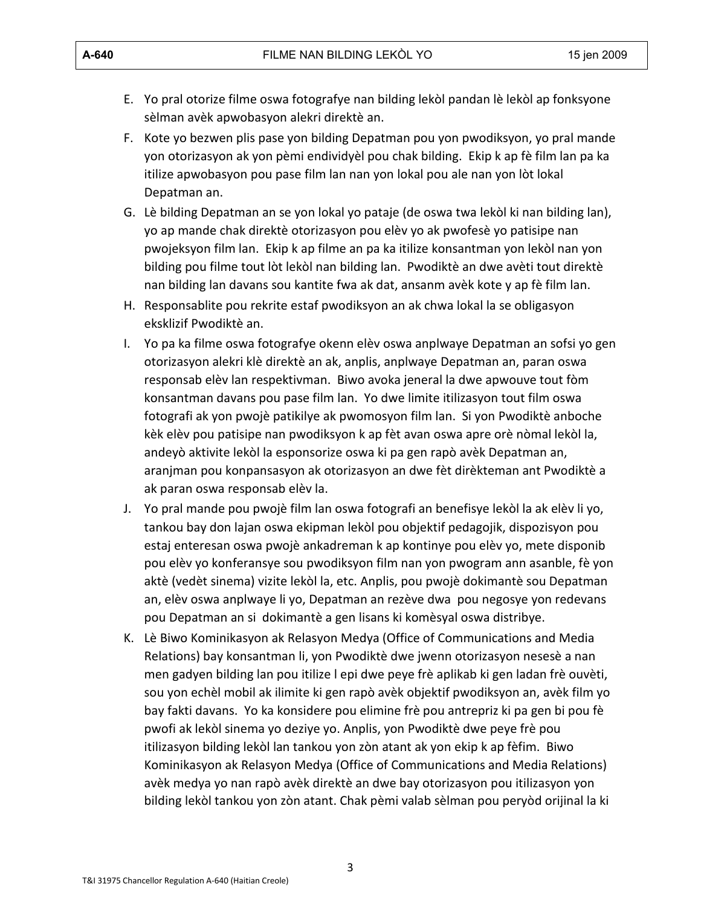E. Yo pral otorize filme oswa fotografye nan bilding lekòl pandan lè lekòl ap fonksyone sèlman avèk apwobasyon alekri direktè an.

F. Kote yo bezwen plis pase yon bilding Depatman pou yon pwodiksyon, yo pral mande yon otorizasyon ak yon pèmi endividyèl pou chak bilding. Ekip k ap fè film lan pa ka itilize apwobasyon pou pase film lan nan yon lokal pou ale nan yon lòt lokal Depatman an.

G. Lè bilding Depatman an se yon lokal yo pataje (de oswa twa lekòl ki nan bilding lan), yo ap mande chak direktè otorizasyon pou elèv yo ak pwofesè yo patisipe nan pwojeksyon film lan. Ekip k ap filme an pa ka itilize konsantman yon lekòl nan yon bilding pou filme tout lòt lekòl nan bilding lan. Pwodiktè an dwe avèti tout direktè nan bilding lan davans sou kantite fwa ak dat, ansanm avèk kote y ap fè film lan.

H. Responsablite pou rekrite estaf pwodiksyon an ak chwa lokal la se obligasyon eksklizif Pwodiktè an.

I. Yo pa ka filme oswa fotografye okenn elèv oswa anplwaye Depatman an sofsi yo gen otorizasyon alekri klè direktè an ak, anplis, anplwaye Depatman an, paran oswa responsab elèv lan respektivman. Biwo avoka jeneral la dwe apwouve tout fòm konsantman davans pou pase film lan. Yo dwe limite itilizasyon tout film oswa fotografi ak yon pwojè patikilye ak pwomosyon film lan. Si yon Pwodiktè anboche kèk elèv pou patisipe nan pwodiksyon k ap fèt avan oswa apre orè nòmal lekòl la, andeyò aktivite lekòl la esponsorize oswa ki pa gen rapò avèk Depatman an, aranjman pou konpansasyon ak otorizasyon an dwe fèt dirèkteman ant Pwodiktè a ak paran oswa responsab elèv la.

J. Yo pral mande pou pwojè film lan oswa fotografi an benefisye lekòl la ak elèv li yo, tankou bay don lajan oswa ekipman lekòl pou objektif pedagojik, dispozisyon pou estaj enteresan oswa pwojè ankadreman k ap kontinye pou elèv yo, mete disponib pou elèv yo konferansye sou pwodiksyon film nan yon pwogram ann asanble, fè yon aktè (vedèt sinema) vizite lekòl la, etc. Anplis, pou pwojè dokimantè sou Depatman an, elèv oswa anplwaye li yo, Depatman an rezève dwa pou negosye yon redevans pou Depatman an si dokimantè a gen lisans ki komèsyal oswa distribye.

K. Lè Biwo Kominikasyon ak Relasyon Medya (Office of Communications and Media Relations) bay konsantman li, yon Pwodiktè dwe jwenn otorizasyon nesesè a nan men gadyen bilding lan pou itilize l epi dwe peye frè aplikab ki gen ladan frè ouvèti, sou yon echèl mobil ak ilimite ki gen rapò avèk objektif pwodiksyon an, avèk film yo bay fakti davans. Yo ka konsidere pou elimine frè pou antrepriz ki pa gen bi pou fè pwofi ak lekòl sinema yo deziye yo. Anplis, yon Pwodiktè dwe peye frè pou itilizasyon bilding lekòl lan tankou yon zòn atant ak yon ekip k ap fèfim. Biwo Kominikasyon ak Relasyon Medya (Office of Communications and Media Relations) avèk medya yo nan rapò avèk direktè an dwe bay otorizasyon pou itilizasyon yon bilding lekòl tankou yon zòn atant. Chak pèmi valab sèlman pou peryòd orijinal la ki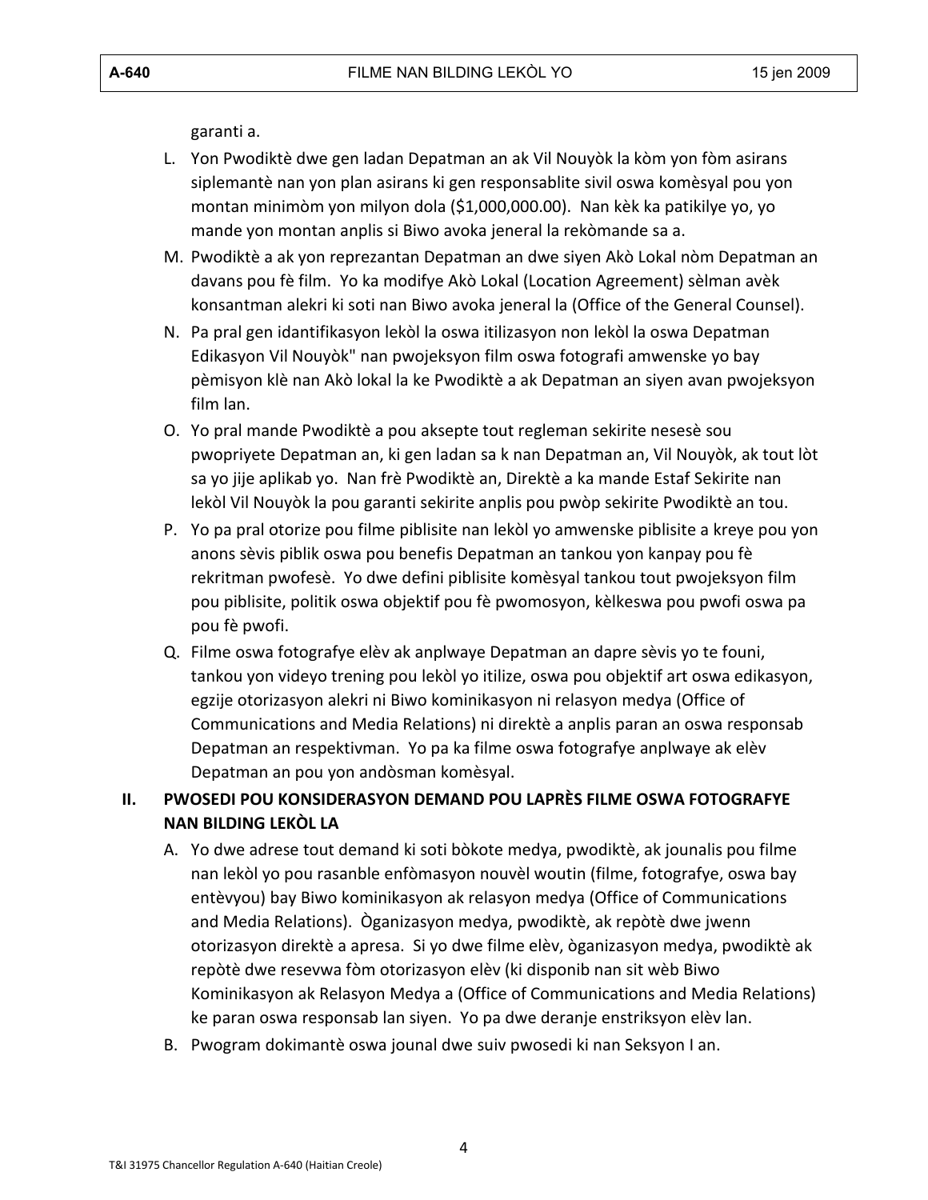garanti a.

L. Yon Pwodiktè dwe gen ladan Depatman an ak Vil Nouyòk la kòm yon fòm asirans siplemantè nan yon plan asirans ki gen responsablite sivil oswa komèsyal pou yon montan minimòm yon milyon dola ($1,000,000.00). Nan kèk ka patikilye yo, yo mande yon montan anplis si Biwo avoka jeneral la rekòmande sa a.

M. Pwodiktè a ak yon reprezantan Depatman an dwe siyen Akò Lokal nòm Depatman an davans pou fè film. Yo ka modifye Akò Lokal (Location Agreement) sèlman avèk konsantman alekri ki soti nan Biwo avoka jeneral la (Office of the General Counsel).

N. Pa pral gen idantifikasyon lekòl la oswa itilizasyon non lekòl la oswa Depatman Edikasyon Vil Nouyòk" nan pwojeksyon film oswa fotografi amwenske yo bay pèmisyon klè nan Akò lokal la ke Pwodiktè a ak Depatman an siyen avan pwojeksyon film lan.

O. Yo pral mande Pwodiktè a pou aksepte tout regleman sekirite nesesè sou pwopriyete Depatman an, ki gen ladan sa k nan Depatman an, Vil Nouyòk, ak tout lòt sa yo jije aplikab yo. Nan frè Pwodiktè an, Direktè a ka mande Estaf Sekirite nan lekòl Vil Nouyòk la pou garanti sekirite anplis pou pwòp sekirite Pwodiktè an tou.

P. Yo pa pral otorize pou filme piblisite nan lekòl yo amwenske piblisite a kreye pou yon anons sèvis piblik oswa pou benefis Depatman an tankou yon kanpay pou fè rekritman pwofesè. Yo dwe defini piblisite komèsyal tankou tout pwojeksyon film pou piblisite, politik oswa objektif pou fè pwomosyon, kèlkeswa pou pwofi oswa pa pou fè pwofi.

Q. Filme oswa fotografye elèv ak anplwaye Depatman an dapre sèvis yo te founi, tankou yon videyo trening pou lekòl yo itilize, oswa pou objektif art oswa edikasyon, egzije otorizasyon alekri ni Biwo kominikasyon ni relasyon medya (Office of Communications and Media Relations) ni direktè a anplis paran an oswa responsab Depatman an respektivman. Yo pa ka filme oswa fotografye anplwaye ak elèv Depatman an pou yon andòsman komèsyal.

## II. PWOSEDI POU KONSIDERASYON DEMAND POU LAPRÈS FILME OSWA FOTOGRAFYE NAN BILDING LEKÒL LA

A. Yo dwe adrese tout demand ki soti bòkote medya, pwodiktè, ak jounalis pou filme nan lekòl yo pou rasanble enfòmasyon nouvèl woutin (filme, fotografye, oswa bay entèvyou) bay Biwo kominikasyon ak relasyon medya (Office of Communications and Media Relations). Òganizasyon medya, pwodiktè, ak repòtè dwe jwenn otorizasyon direktè a apresa. Si yo dwe filme elèv, òganizasyon medya, pwodiktè ak repòtè dwe resevwa fòm otorizasyon elèv (ki disponib nan sit wèb Biwo Kominikasyon ak Relasyon Medya a (Office of Communications and Media Relations) ke paran oswa responsab lan siyen. Yo pa dwe deranje enstriksyon elèv lan.

B. Pwogram dokimantè oswa jounal dwe suiv pwosedi ki nan Seksyon I an.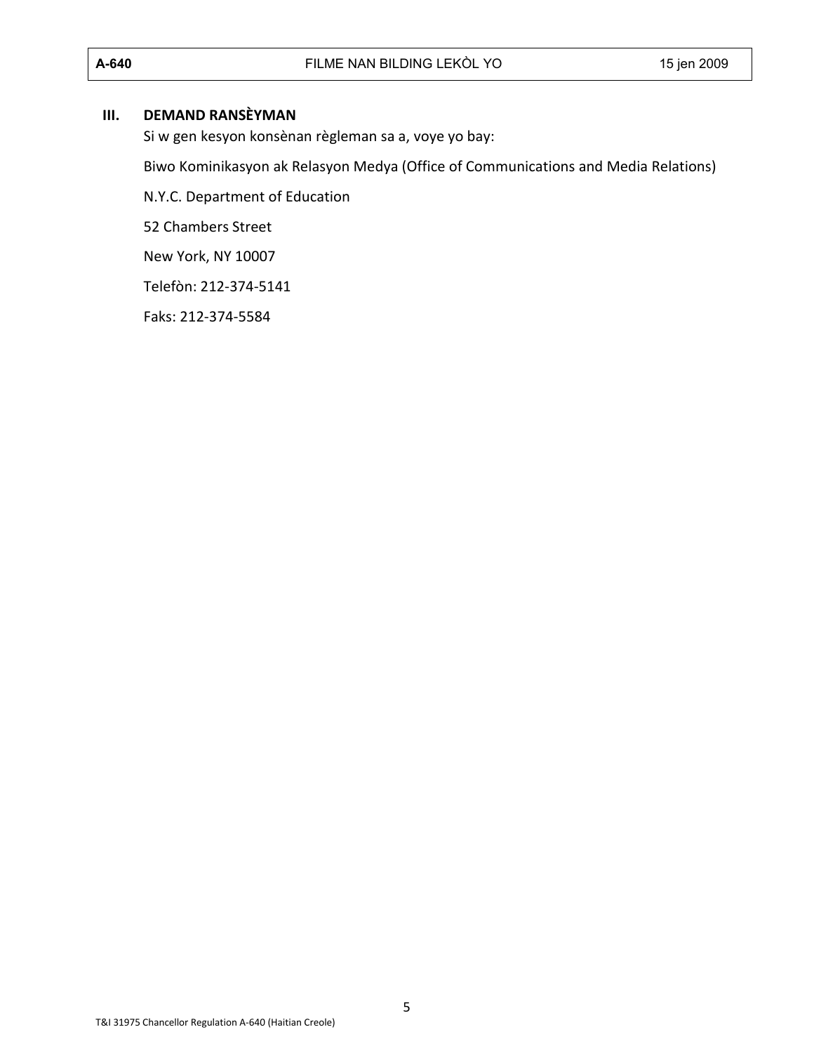## III. DEMAND RANSÈYMAN

Si w gen kesyon konsènan règleman sa a, voye yo bay:

Biwo Kominikasyon ak Relasyon Medya (Office of Communications and Media Relations)

N.Y.C. Department of Education

52 Chambers Street

New York, NY 10007

Telefòn: 212-374-5141

Faks: 212-374-5584